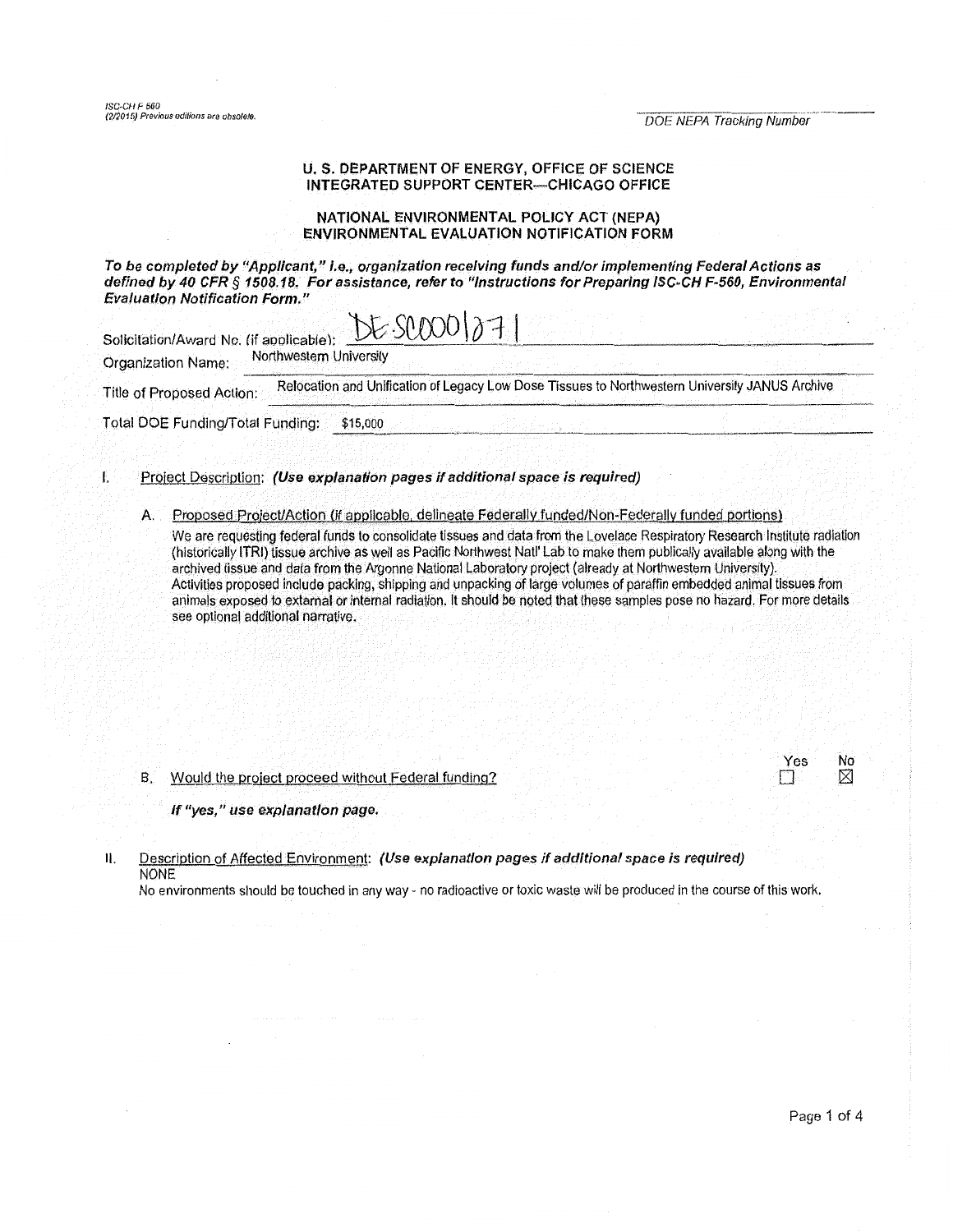ISC-CH F 560
(2/2015) Previous editions are obsolete.

DOE NEPA Tracking Number

## U. S. DEPARTMENT OF ENERGY, OFFICE OF SCIENCE
## INTEGRATED SUPPORT CENTER—CHICAGO OFFICE

## NATIONAL ENVIRONMENTAL POLICY ACT (NEPA)
## ENVIRONMENTAL EVALUATION NOTIFICATION FORM

***To be completed by "Applicant," i.e., organization receiving funds and/or implementing Federal Actions as defined by 40 CFR § 1508.18. For assistance, refer to "Instructions for Preparing ISC-CH F-560, Environmental Evaluation Notification Form."***

Solicitation/Award No. (if applicable): DE-SC0001271

Organization Name: Northwestern University

Title of Proposed Action: Relocation and Unification of Legacy Low Dose Tissues to Northwestern University JANUS Archive

Total DOE Funding/Total Funding: $15,000

I. Project Description: ***(Use explanation pages if additional space is required)***

A. Proposed Project/Action (if applicable, delineate Federally funded/Non-Federally funded portions)

We are requesting federal funds to consolidate tissues and data from the Lovelace Respiratory Research Institute radiation (historically ITRI) tissue archive as well as Pacific Northwest Nat'l Lab to make them publically available along with the archived tissue and data from the Argonne National Laboratory project (already at Northwestern University). Activities proposed include packing, shipping and unpacking of large volumes of paraffin embedded animal tissues from animals exposed to external or internal radiation. It should be noted that these samples pose no hazard. For more details see optional additional narrative.

B. Would the project proceed without Federal funding?

| Yes | No |
|---|---|
| ☐ | ☒ |

***If "yes," use explanation page.***

II. Description of Affected Environment: ***(Use explanation pages if additional space is required)***

NONE

No environments should be touched in any way - no radioactive or toxic waste will be produced in the course of this work.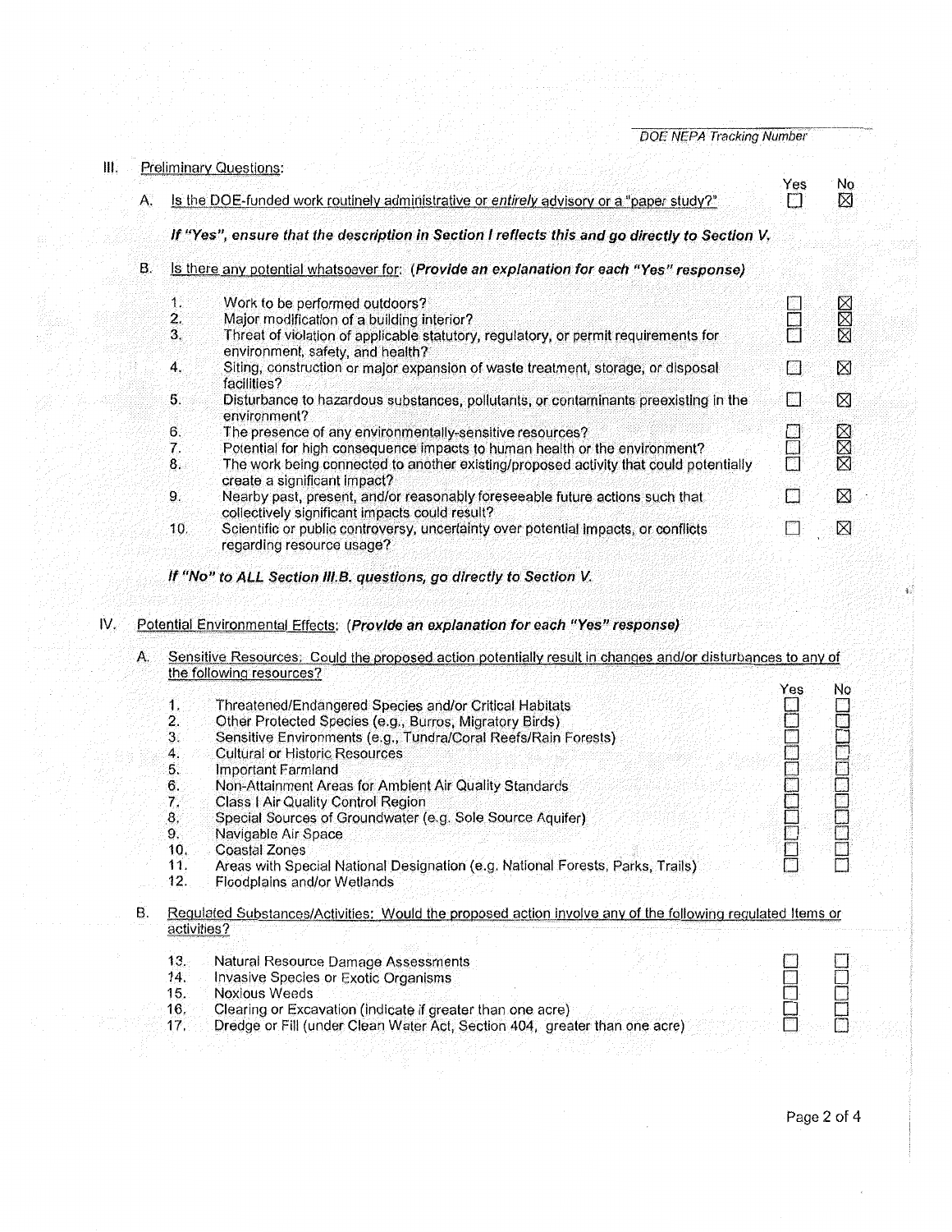DOE NEPA Tracking Number

## III. Preliminary Questions:

| | | Yes | No |
|---|---|---|---|
| A. | Is the DOE-funded work routinely administrative or *entirely* advisory or a "paper study?" | ☐ | ☒ |

***If "Yes", ensure that the description in Section I reflects this and go directly to Section V.***

B. Is there any potential whatsoever for: ***(Provide an explanation for each "Yes" response)***

| | | Yes | No |
|---|---|---|---|
| 1. | Work to be performed outdoors? | ☐ | ☒ |
| 2. | Major modification of a building interior? | ☐ | ☒ |
| 3. | Threat of violation of applicable statutory, regulatory, or permit requirements for environment, safety, and health? | ☐ | ☒ |
| 4. | Siting, construction or major expansion of waste treatment, storage, or disposal facilities? | ☐ | ☒ |
| 5. | Disturbance to hazardous substances, pollutants, or contaminants preexisting in the environment? | ☐ | ☒ |
| 6. | The presence of any environmentally-sensitive resources? | ☐ | ☒ |
| 7. | Potential for high consequence impacts to human health or the environment? | ☐ | ☒ |
| 8. | The work being connected to another existing/proposed activity that could potentially create a significant impact? | ☐ | ☒ |
| 9. | Nearby past, present, and/or reasonably foreseeable future actions such that collectively significant impacts could result? | ☐ | ☒ |
| 10. | Scientific or public controversy, uncertainty over potential impacts, or conflicts regarding resource usage? | ☐ | ☒ |

***If "No" to ALL Section III.B. questions, go directly to Section V.***

## IV. Potential Environmental Effects: ***(Provide an explanation for each "Yes" response)***

A. Sensitive Resources: Could the proposed action potentially result in changes and/or disturbances to any of the following resources?

| | | Yes | No |
|---|---|---|---|
| 1. | Threatened/Endangered Species and/or Critical Habitats | ☐ | ☐ |
| 2. | Other Protected Species (e.g., Burros, Migratory Birds) | ☐ | ☐ |
| 3. | Sensitive Environments (e.g., Tundra/Coral Reefs/Rain Forests) | ☐ | ☐ |
| 4. | Cultural or Historic Resources | ☐ | ☐ |
| 5. | Important Farmland | ☐ | ☐ |
| 6. | Non-Attainment Areas for Ambient Air Quality Standards | ☐ | ☐ |
| 7. | Class I Air Quality Control Region | ☐ | ☐ |
| 8. | Special Sources of Groundwater (e.g. Sole Source Aquifer) | ☐ | ☐ |
| 9. | Navigable Air Space | ☐ | ☐ |
| 10. | Coastal Zones | ☐ | ☐ |
| 11. | Areas with Special National Designation (e.g. National Forests, Parks, Trails) | ☐ | ☐ |
| 12. | Floodplains and/or Wetlands | | |

B. Regulated Substances/Activities: Would the proposed action involve any of the following regulated items or activities?

| | | Yes | No |
|---|---|---|---|
| 13. | Natural Resource Damage Assessments | ☐ | ☐ |
| 14. | Invasive Species or Exotic Organisms | ☐ | ☐ |
| 15. | Noxious Weeds | ☐ | ☐ |
| 16. | Clearing or Excavation (indicate if greater than one acre) | ☐ | ☐ |
| 17. | Dredge or Fill (under Clean Water Act, Section 404, greater than one acre) | ☐ | ☐ |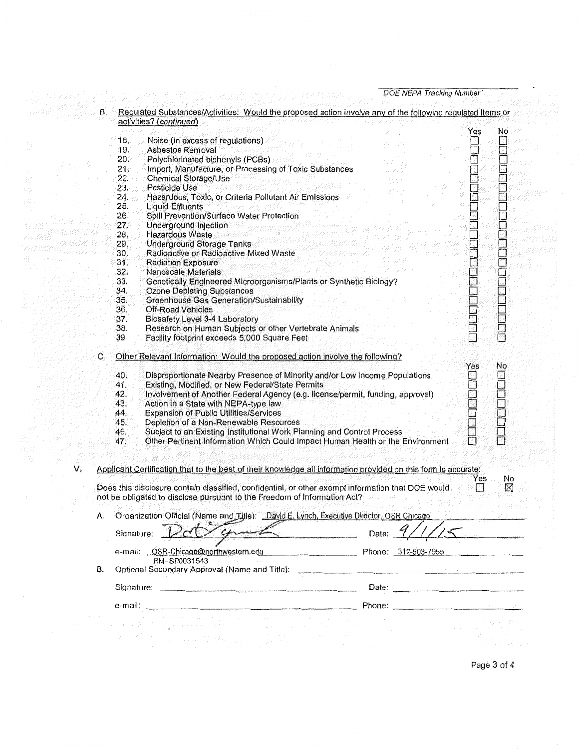DOE NEPA Tracking Number

B. Regulated Substances/Activities: Would the proposed action involve any of the following regulated items or activities? *(continued)*

| | | Yes | No |
|---|---|---|---|
| 18. | Noise (in excess of regulations) | ☐ | ☐ |
| 19. | Asbestos Removal | ☐ | ☐ |
| 20. | Polychlorinated biphenyls (PCBs) | ☐ | ☐ |
| 21. | Import, Manufacture, or Processing of Toxic Substances | ☐ | ☐ |
| 22. | Chemical Storage/Use | ☐ | ☐ |
| 23. | Pesticide Use | ☐ | ☐ |
| 24. | Hazardous, Toxic, or Criteria Pollutant Air Emissions | ☐ | ☐ |
| 25. | Liquid Effluents | ☐ | ☐ |
| 26. | Spill Prevention/Surface Water Protection | ☐ | ☐ |
| 27. | Underground Injection | ☐ | ☐ |
| 28. | Hazardous Waste | ☐ | ☐ |
| 29. | Underground Storage Tanks | ☐ | ☐ |
| 30. | Radioactive or Radioactive Mixed Waste | ☐ | ☐ |
| 31. | Radiation Exposure | ☐ | ☐ |
| 32. | Nanoscale Materials | ☐ | ☐ |
| 33. | Genetically Engineered Microorganisms/Plants or Synthetic Biology? | ☐ | ☐ |
| 34. | Ozone Depleting Substances | ☐ | ☐ |
| 35. | Greenhouse Gas Generation/Sustainability | ☐ | ☐ |
| 36. | Off-Road Vehicles | ☐ | ☐ |
| 37. | Biosafety Level 3-4 Laboratory | ☐ | ☐ |
| 38. | Research on Human Subjects or other Vertebrate Animals | ☐ | ☐ |
| 39 | Facility footprint exceeds 5,000 Square Feet | ☐ | ☐ |

C. Other Relevant Information: Would the proposed action involve the following?

| | | Yes | No |
|---|---|---|---|
| 40. | Disproportionate Nearby Presence of Minority and/or Low Income Populations | ☐ | ☐ |
| 41. | Existing, Modified, or New Federal/State Permits | ☐ | ☐ |
| 42. | Involvement of Another Federal Agency (e.g. license/permit, funding, approval) | ☐ | ☐ |
| 43. | Action in a State with NEPA-type law | ☐ | ☐ |
| 44. | Expansion of Public Utilities/Services | ☐ | ☐ |
| 45. | Depletion of a Non-Renewable Resources | ☐ | ☐ |
| 46. | Subject to an Existing Institutional Work Planning and Control Process | ☐ | ☐ |
| 47. | Other Pertinent Information Which Could Impact Human Health or the Environment | ☐ | ☐ |

V. Applicant Certification that to the best of their knowledge all information provided on this form is accurate:

| | Yes | No |
|---|---|---|
| Does this disclosure contain classified, confidential, or other exempt information that DOE would not be obligated to disclose pursuant to the Freedom of Information Act? | ☐ | ☒ |

A. Organization Official (Name and Title): David E. Lynch, Executive Director, OSR Chicago

Signature: [signature] Date: 9/1/15

e-mail: OSR-Chicago@northwestern.edu Phone: 312-503-7955

RM SP0031543

B. Optional Secondary Approval (Name and Title): ______

Signature: ______ Date: ______

e-mail: ______ Phone: ______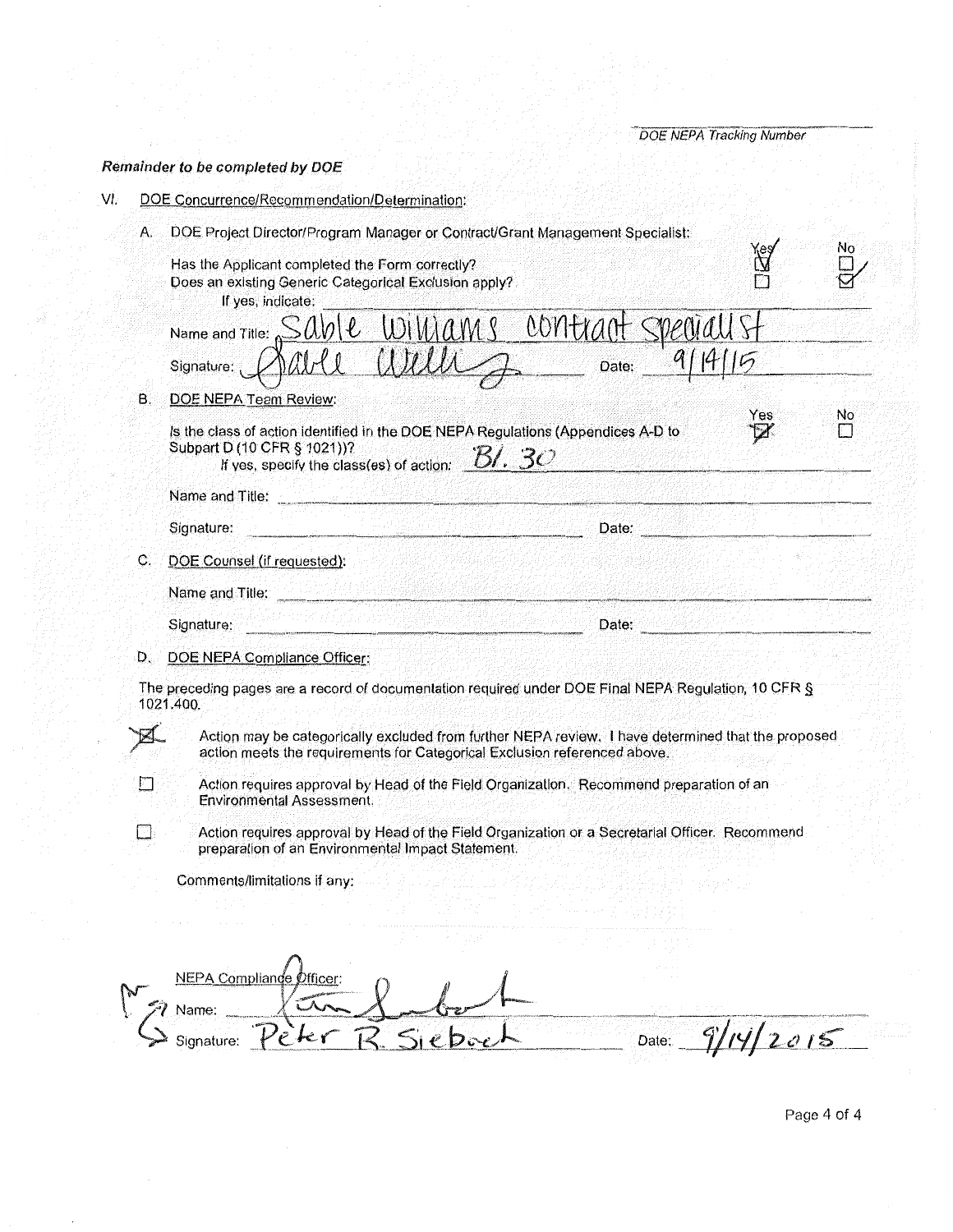DOE NEPA Tracking Number

***Remainder to be completed by DOE***

VI. DOE Concurrence/Recommendation/Determination:

A. DOE Project Director/Program Manager or Contract/Grant Management Specialist:

| | Yes | No |
|---|---|---|
| Has the Applicant completed the Form correctly? | ☑ | ☐ |
| Does an existing Generic Categorical Exclusion apply? | ☐ | ☑ |

If yes, indicate:

Name and Title: Sable Williams contract specialist

Signature: Sable Willi

Date: 9/14/15

B. DOE NEPA Team Review:

| | Yes | No |
|---|---|---|
| Is the class of action identified in the DOE NEPA Regulations (Appendices A-D to Subpart D (10 CFR § 1021))? | ☒ | ☐ |

If yes, specify the class(es) of action: B1.30

Name and Title:

Signature:

Date:

C. DOE Counsel (if requested):

Name and Title:

Signature:

Date:

D. DOE NEPA Compliance Officer:

The preceding pages are a record of documentation required under DOE Final NEPA Regulation, 10 CFR § 1021.400.

☒ Action may be categorically excluded from further NEPA review. I have determined that the proposed action meets the requirements for Categorical Exclusion referenced above.

☐ Action requires approval by Head of the Field Organization. Recommend preparation of an Environmental Assessment.

☐ Action requires approval by Head of the Field Organization or a Secretarial Officer. Recommend preparation of an Environmental Impact Statement.

Comments/limitations if any:

NEPA Compliance Officer:

Name: Peter R. Siebach

Signature: Peter R. Siebach

Date: 9/14/2015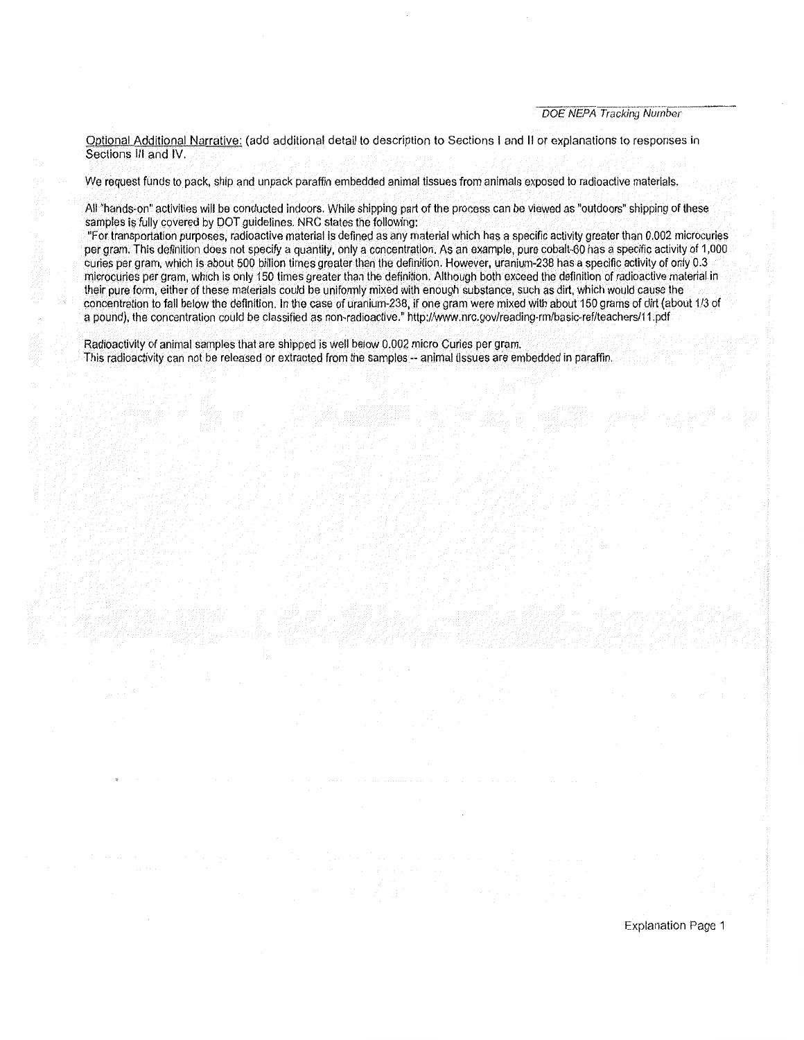DOE NEPA Tracking Number

Optional Additional Narrative: (add additional detail to description to Sections I and II or explanations to responses in Sections III and IV.

We request funds to pack, ship and unpack paraffin embedded animal tissues from animals exposed to radioactive materials.

All "hands-on" activities will be conducted indoors. While shipping part of the process can be viewed as "outdoors" shipping of these samples is fully covered by DOT guidelines. NRC states the following:

"For transportation purposes, radioactive material is defined as any material which has a specific activity greater than 0.002 microcuries per gram. This definition does not specify a quantity, only a concentration. As an example, pure cobalt-60 has a specific activity of 1,000 curies per gram, which is about 500 billion times greater then the definition. However, uranium-238 has a specific activity of only 0.3 microcuries per gram, which is only 150 times greater than the definition. Although both exceed the definition of radioactive material in their pure form, either of these materials could be uniformly mixed with enough substance, such as dirt, which would cause the concentration to fall below the definition. In the case of uranium-238, if one gram were mixed with about 150 grams of dirt (about 1/3 of a pound), the concentration could be classified as non-radioactive." http://www.nrc.gov/reading-rm/basic-ref/teachers/11.pdf

Radioactivity of animal samples that are shipped is well below 0.002 micro Curies per gram.
This radioactivity can not be released or extracted from the samples -- animal tissues are embedded in paraffin.

Explanation Page 1